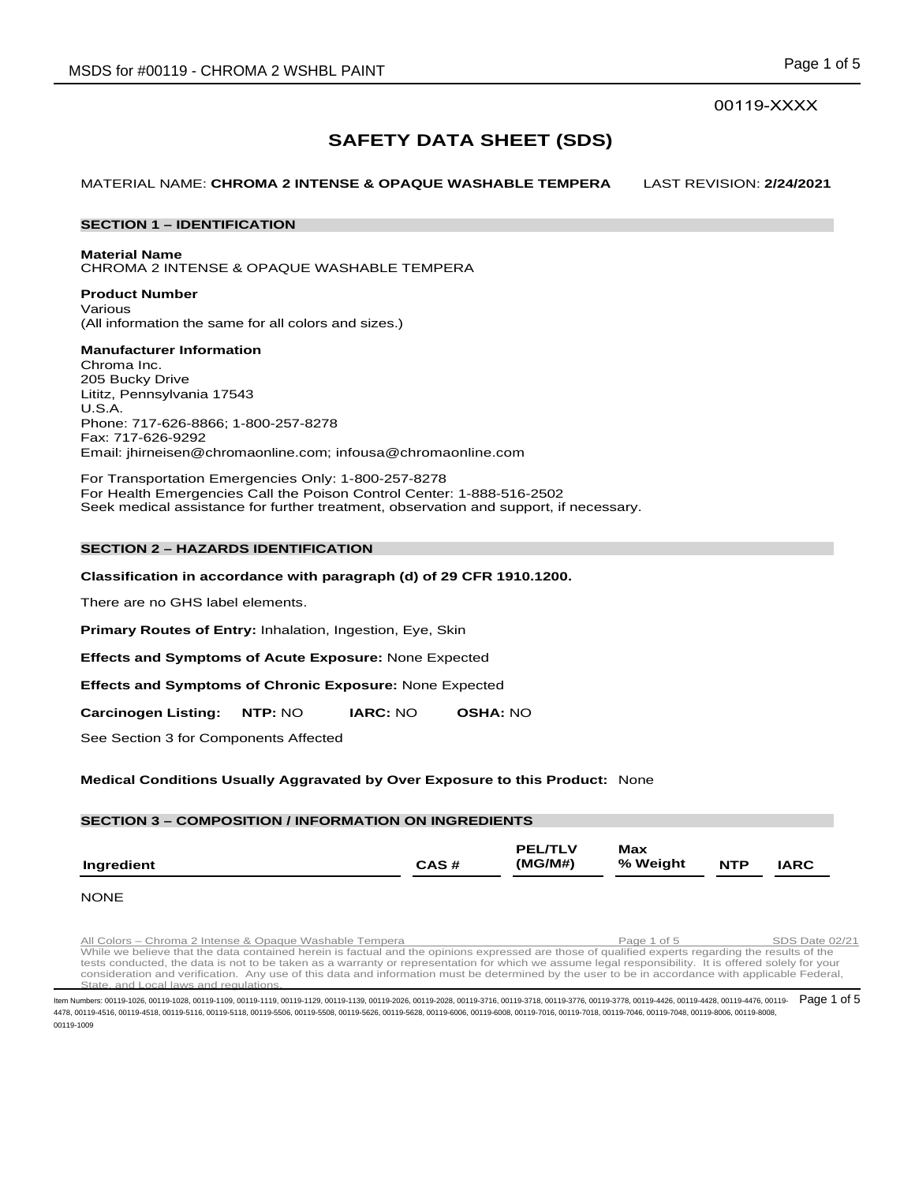00119-XXXX

# SAFETY DATA SHEET (SDS)

MATERIAL NAME: **CHROMA 2 INTENSE & OPAQUE WASHABLE TEMPERA** LAST REVISION: **2/24/2021**

## SECTION 1 – IDENTIFICATION

**Material Name**
CHROMA 2 INTENSE & OPAQUE WASHABLE TEMPERA

**Product Number**
Various
(All information the same for all colors and sizes.)

**Manufacturer Information**
Chroma Inc.
205 Bucky Drive
Lititz, Pennsylvania 17543
U.S.A.
Phone: 717-626-8866; 1-800-257-8278
Fax: 717-626-9292
Email: jhirneisen@chromaonline.com; infousa@chromaonline.com

For Transportation Emergencies Only: 1-800-257-8278
For Health Emergencies Call the Poison Control Center: 1-888-516-2502
Seek medical assistance for further treatment, observation and support, if necessary.

## SECTION 2 – HAZARDS IDENTIFICATION

**Classification in accordance with paragraph (d) of 29 CFR 1910.1200.**

There are no GHS label elements.

**Primary Routes of Entry:** Inhalation, Ingestion, Eye, Skin

**Effects and Symptoms of Acute Exposure:** None Expected

**Effects and Symptoms of Chronic Exposure:** None Expected

**Carcinogen Listing: NTP:** NO **IARC:** NO **OSHA:** NO

See Section 3 for Components Affected

**Medical Conditions Usually Aggravated by Over Exposure to this Product:** None

## SECTION 3 – COMPOSITION / INFORMATION ON INGREDIENTS

| Ingredient | CAS # | PEL/TLV (MG/M#) | Max % Weight | NTP | IARC |
|---|---|---|---|---|---|

NONE

All Colors – Chroma 2 Intense & Opaque Washable Tempera SDS Date 02/21
While we believe that the data contained herein is factual and the opinions expressed are those of qualified experts regarding the results of the tests conducted, the data is not to be taken as a warranty or representation for which we assume legal responsibility. It is offered solely for your consideration and verification. Any use of this data and information must be determined by the user to be in accordance with applicable Federal, State, and Local laws and regulations.

Item Numbers: 00119-1026, 00119-1028, 00119-1109, 00119-1119, 00119-1129, 00119-1139, 00119-2026, 00119-2028, 00119-3716, 00119-3718, 00119-3776, 00119-3778, 00119-4426, 00119-4428, 00119-4476, 00119-4478, 00119-4516, 00119-4518, 00119-5116, 00119-5118, 00119-5506, 00119-5508, 00119-5626, 00119-5628, 00119-6006, 00119-6008, 00119-7016, 00119-7018, 00119-7046, 00119-7048, 00119-8006, 00119-8008, 00119-1009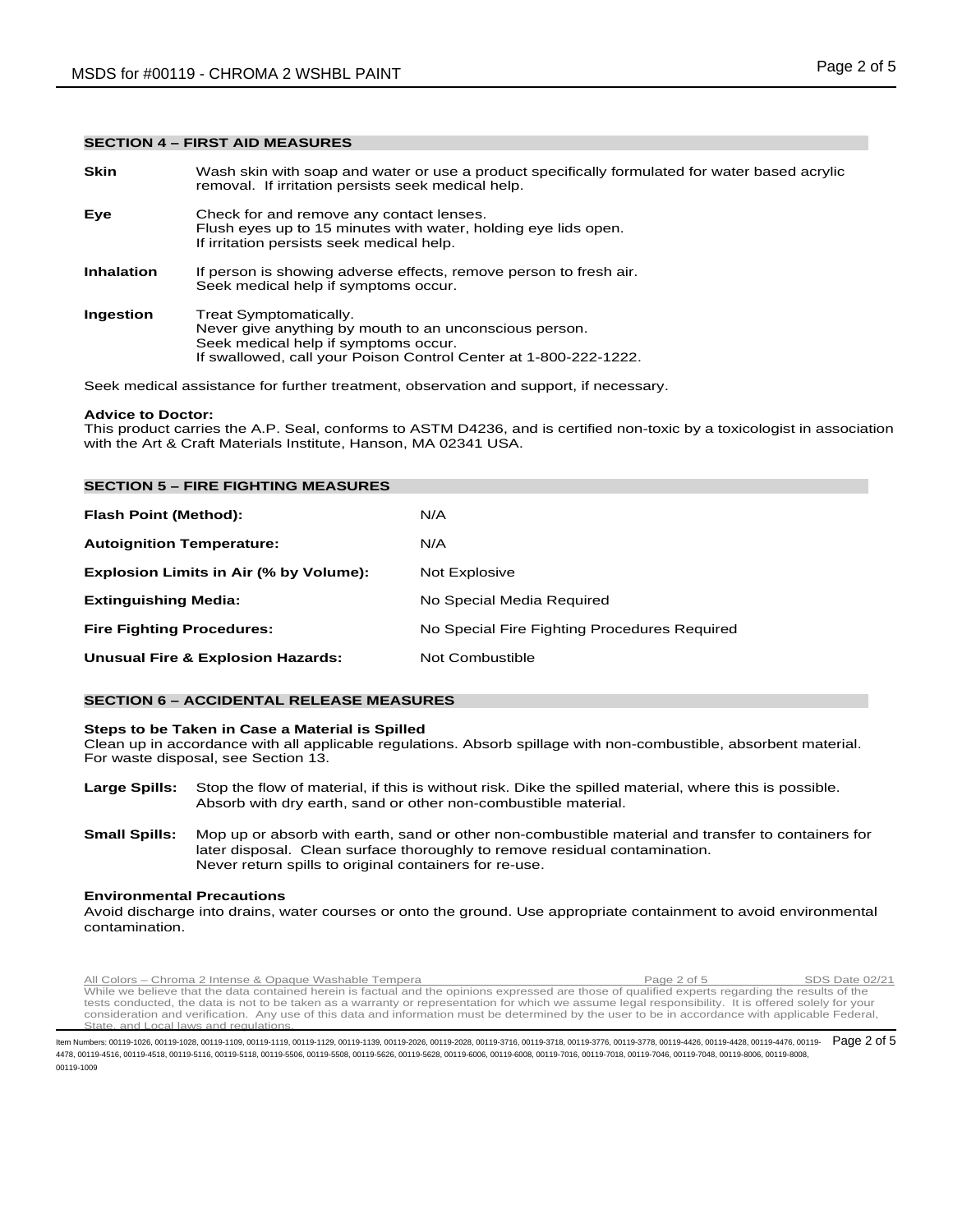## SECTION 4 – FIRST AID MEASURES

**Skin** Wash skin with soap and water or use a product specifically formulated for water based acrylic removal. If irritation persists seek medical help.

**Eye** Check for and remove any contact lenses.
Flush eyes up to 15 minutes with water, holding eye lids open.
If irritation persists seek medical help.

**Inhalation** If person is showing adverse effects, remove person to fresh air.
Seek medical help if symptoms occur.

**Ingestion** Treat Symptomatically.
Never give anything by mouth to an unconscious person.
Seek medical help if symptoms occur.
If swallowed, call your Poison Control Center at 1-800-222-1222.

Seek medical assistance for further treatment, observation and support, if necessary.

**Advice to Doctor:**
This product carries the A.P. Seal, conforms to ASTM D4236, and is certified non-toxic by a toxicologist in association with the Art & Craft Materials Institute, Hanson, MA 02341 USA.

## SECTION 5 – FIRE FIGHTING MEASURES

| | |
|---|---|
| **Flash Point (Method):** | N/A |
| **Autoignition Temperature:** | N/A |
| **Explosion Limits in Air (% by Volume):** | Not Explosive |
| **Extinguishing Media:** | No Special Media Required |
| **Fire Fighting Procedures:** | No Special Fire Fighting Procedures Required |
| **Unusual Fire & Explosion Hazards:** | Not Combustible |

## SECTION 6 – ACCIDENTAL RELEASE MEASURES

**Steps to be Taken in Case a Material is Spilled**
Clean up in accordance with all applicable regulations. Absorb spillage with non-combustible, absorbent material. For waste disposal, see Section 13.

**Large Spills:** Stop the flow of material, if this is without risk. Dike the spilled material, where this is possible. Absorb with dry earth, sand or other non-combustible material.

**Small Spills:** Mop up or absorb with earth, sand or other non-combustible material and transfer to containers for later disposal. Clean surface thoroughly to remove residual contamination.
Never return spills to original containers for re-use.

**Environmental Precautions**
Avoid discharge into drains, water courses or onto the ground. Use appropriate containment to avoid environmental contamination.

All Colors – Chroma 2 Intense & Opaque Washable Tempera SDS Date 02/21
While we believe that the data contained herein is factual and the opinions expressed are those of qualified experts regarding the results of the tests conducted, the data is not to be taken as a warranty or representation for which we assume legal responsibility. It is offered solely for your consideration and verification. Any use of this data and information must be determined by the user to be in accordance with applicable Federal, State, and Local laws and regulations.

Item Numbers: 00119-1026, 00119-1028, 00119-1109, 00119-1119, 00119-1129, 00119-1139, 00119-2026, 00119-2028, 00119-3716, 00119-3718, 00119-3776, 00119-3778, 00119-4426, 00119-4428, 00119-4476, 00119-4478, 00119-4516, 00119-4518, 00119-5116, 00119-5118, 00119-5506, 00119-5508, 00119-5626, 00119-5628, 00119-6006, 00119-6008, 00119-7016, 00119-7018, 00119-7046, 00119-7048, 00119-8006, 00119-8008, 00119-1009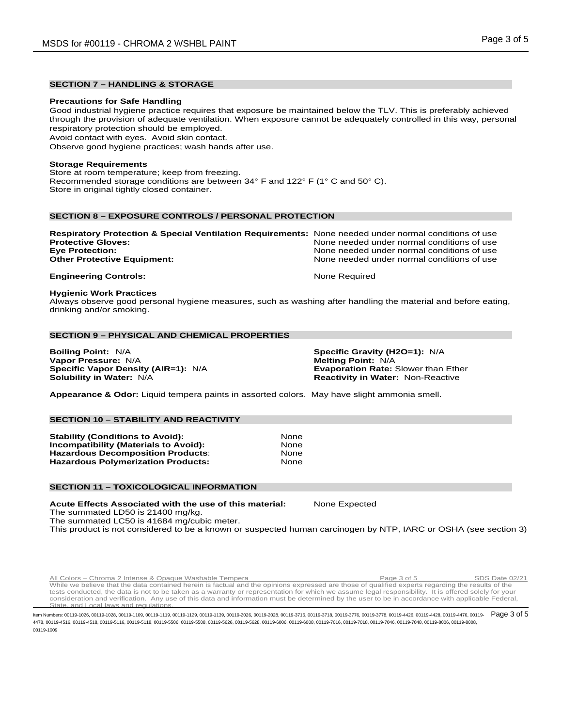## SECTION 7 – HANDLING & STORAGE

**Precautions for Safe Handling**

Good industrial hygiene practice requires that exposure be maintained below the TLV. This is preferably achieved through the provision of adequate ventilation. When exposure cannot be adequately controlled in this way, personal respiratory protection should be employed.
Avoid contact with eyes. Avoid skin contact.
Observe good hygiene practices; wash hands after use.

**Storage Requirements**

Store at room temperature; keep from freezing.
Recommended storage conditions are between 34° F and 122° F (1° C and 50° C).
Store in original tightly closed container.

## SECTION 8 – EXPOSURE CONTROLS / PERSONAL PROTECTION

| | |
|---|---|
| **Respiratory Protection & Special Ventilation Requirements:** | None needed under normal conditions of use |
| **Protective Gloves:** | None needed under normal conditions of use |
| **Eye Protection:** | None needed under normal conditions of use |
| **Other Protective Equipment:** | None needed under normal conditions of use |
| **Engineering Controls:** | None Required |

**Hygienic Work Practices**

Always observe good personal hygiene measures, such as washing after handling the material and before eating, drinking and/or smoking.

## SECTION 9 – PHYSICAL AND CHEMICAL PROPERTIES

**Boiling Point:** N/A
**Vapor Pressure:** N/A
**Specific Vapor Density (AIR=1):** N/A
**Solubility in Water:** N/A
**Specific Gravity (H2O=1):** N/A
**Melting Point:** N/A
**Evaporation Rate:** Slower than Ether
**Reactivity in Water:** Non-Reactive

**Appearance & Odor:** Liquid tempera paints in assorted colors. May have slight ammonia smell.

## SECTION 10 – STABILITY AND REACTIVITY

| | |
|---|---|
| **Stability (Conditions to Avoid):** | None |
| **Incompatibility (Materials to Avoid):** | None |
| **Hazardous Decomposition Products:** | None |
| **Hazardous Polymerization Products:** | None |

## SECTION 11 – TOXICOLOGICAL INFORMATION

**Acute Effects Associated with the use of this material:** None Expected
The summated LD50 is 21400 mg/kg.
The summated LC50 is 41684 mg/cubic meter.
This product is not considered to be a known or suspected human carcinogen by NTP, IARC or OSHA (see section 3)

All Colors – Chroma 2 Intense & Opaque Washable Tempera — SDS Date 02/21

While we believe that the data contained herein is factual and the opinions expressed are those of qualified experts regarding the results of the tests conducted, the data is not to be taken as a warranty or representation for which we assume legal responsibility. It is offered solely for your consideration and verification. Any use of this data and information must be determined by the user to be in accordance with applicable Federal, State, and Local laws and regulations.

Item Numbers: 00119-1026, 00119-1028, 00119-1109, 00119-1119, 00119-1129, 00119-1139, 00119-2026, 00119-2028, 00119-3716, 00119-3718, 00119-3776, 00119-3778, 00119-4426, 00119-4428, 00119-4476, 00119-4478, 00119-4516, 00119-4518, 00119-5116, 00119-5118, 00119-5506, 00119-5508, 00119-5626, 00119-5628, 00119-6006, 00119-6008, 00119-7016, 00119-7018, 00119-7046, 00119-7048, 00119-8006, 00119-8008, 00119-1009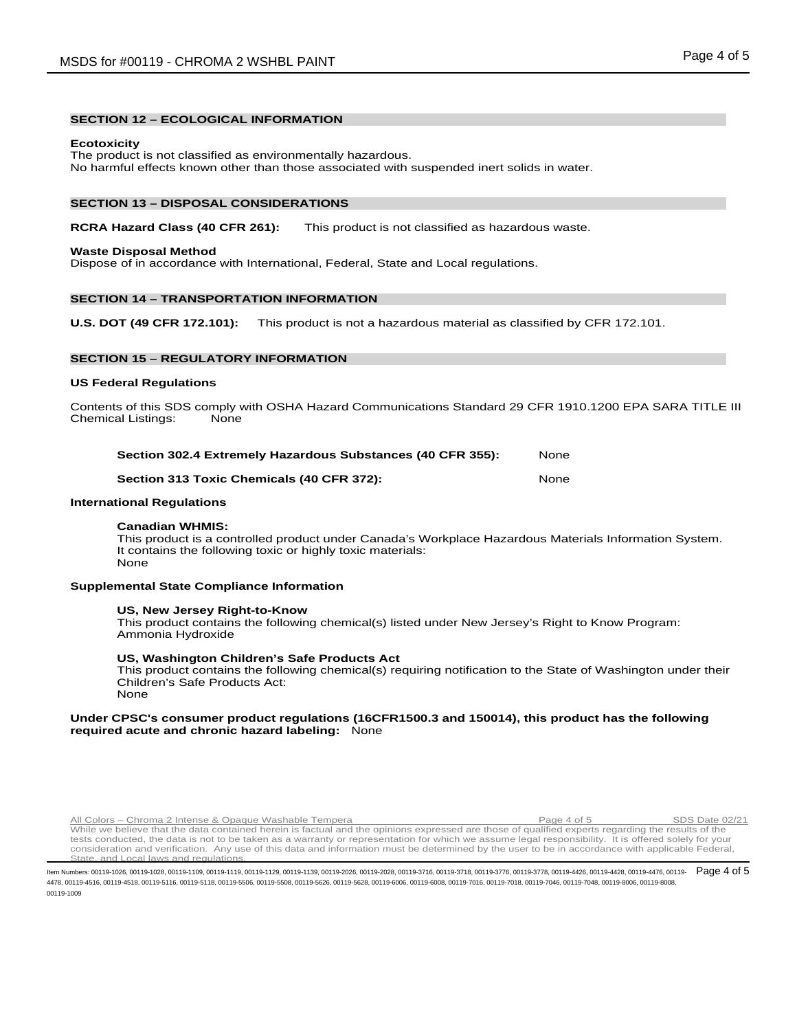## SECTION 12 – ECOLOGICAL INFORMATION

**Ecotoxicity**
The product is not classified as environmentally hazardous.
No harmful effects known other than those associated with suspended inert solids in water.

## SECTION 13 – DISPOSAL CONSIDERATIONS

**RCRA Hazard Class (40 CFR 261):** This product is not classified as hazardous waste.

**Waste Disposal Method**
Dispose of in accordance with International, Federal, State and Local regulations.

## SECTION 14 – TRANSPORTATION INFORMATION

**U.S. DOT (49 CFR 172.101):** This product is not a hazardous material as classified by CFR 172.101.

## SECTION 15 – REGULATORY INFORMATION

**US Federal Regulations**

Contents of this SDS comply with OSHA Hazard Communications Standard 29 CFR 1910.1200 EPA SARA TITLE III Chemical Listings: None

**Section 302.4 Extremely Hazardous Substances (40 CFR 355):** None

**Section 313 Toxic Chemicals (40 CFR 372):** None

**International Regulations**

**Canadian WHMIS:**
This product is a controlled product under Canada's Workplace Hazardous Materials Information System.
It contains the following toxic or highly toxic materials:
None

**Supplemental State Compliance Information**

**US, New Jersey Right-to-Know**
This product contains the following chemical(s) listed under New Jersey's Right to Know Program:
Ammonia Hydroxide

**US, Washington Children's Safe Products Act**
This product contains the following chemical(s) requiring notification to the State of Washington under their Children's Safe Products Act:
None

**Under CPSC's consumer product regulations (16CFR1500.3 and 150014), this product has the following required acute and chronic hazard labeling:** None

While we believe that the data contained herein is factual and the opinions expressed are those of qualified experts regarding the results of the tests conducted, the data is not to be taken as a warranty or representation for which we assume legal responsibility. It is offered solely for your consideration and verification. Any use of this data and information must be determined by the user to be in accordance with applicable Federal, State, and Local laws and regulations.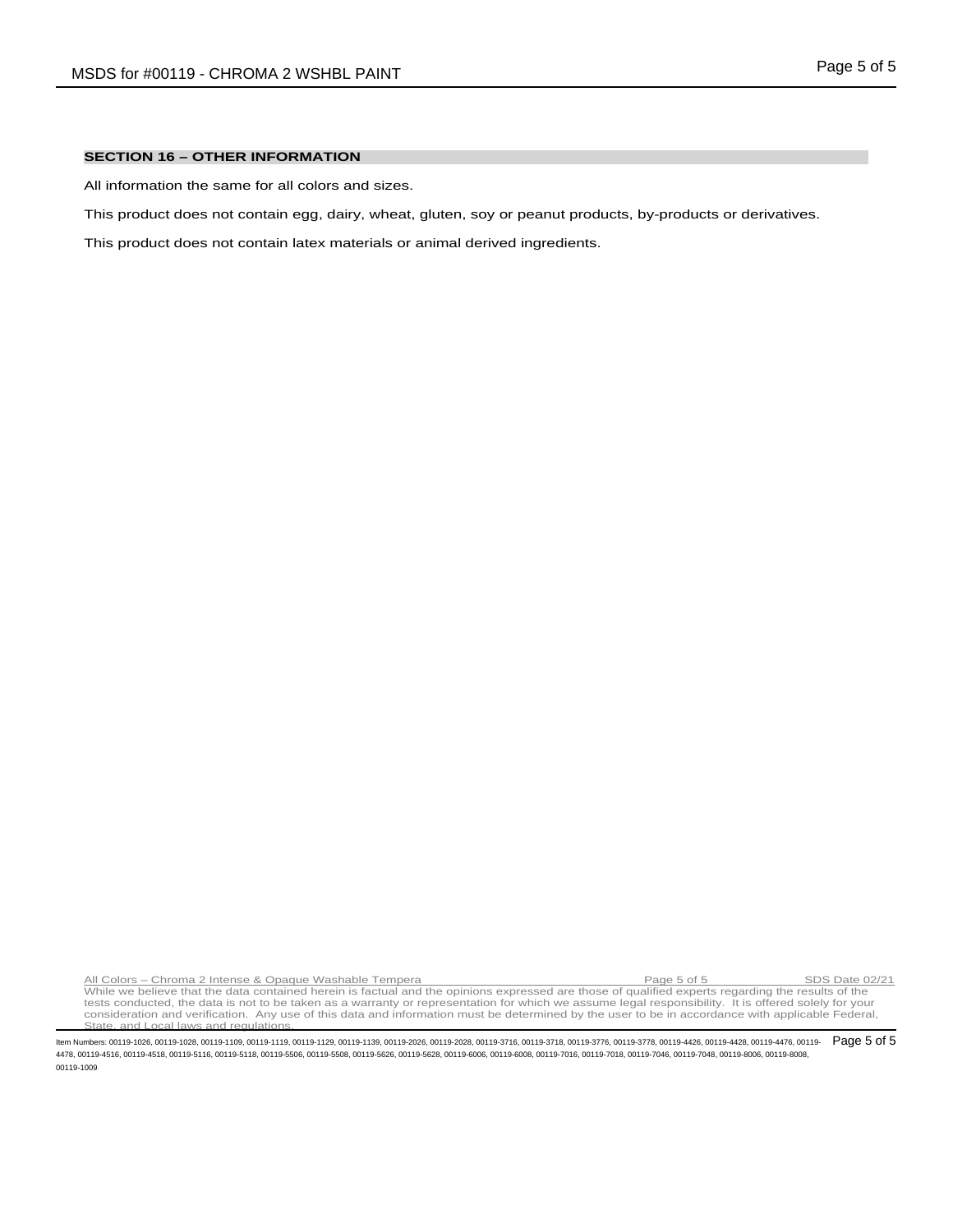## SECTION 16 – OTHER INFORMATION

All information the same for all colors and sizes.

This product does not contain egg, dairy, wheat, gluten, soy or peanut products, by-products or derivatives.

This product does not contain latex materials or animal derived ingredients.

While we believe that the data contained herein is factual and the opinions expressed are those of qualified experts regarding the results of the tests conducted, the data is not to be taken as a warranty or representation for which we assume legal responsibility. It is offered solely for your consideration and verification. Any use of this data and information must be determined by the user to be in accordance with applicable Federal, State, and Local laws and regulations.

Item Numbers: 00119-1026, 00119-1028, 00119-1109, 00119-1119, 00119-1129, 00119-1139, 00119-2026, 00119-2028, 00119-3716, 00119-3718, 00119-3776, 00119-3778, 00119-4426, 00119-4428, 00119-4476, 00119-4478, 00119-4516, 00119-4518, 00119-5116, 00119-5118, 00119-5506, 00119-5508, 00119-5626, 00119-5628, 00119-6006, 00119-6008, 00119-7016, 00119-7018, 00119-7046, 00119-7048, 00119-8006, 00119-8008, 00119-1009